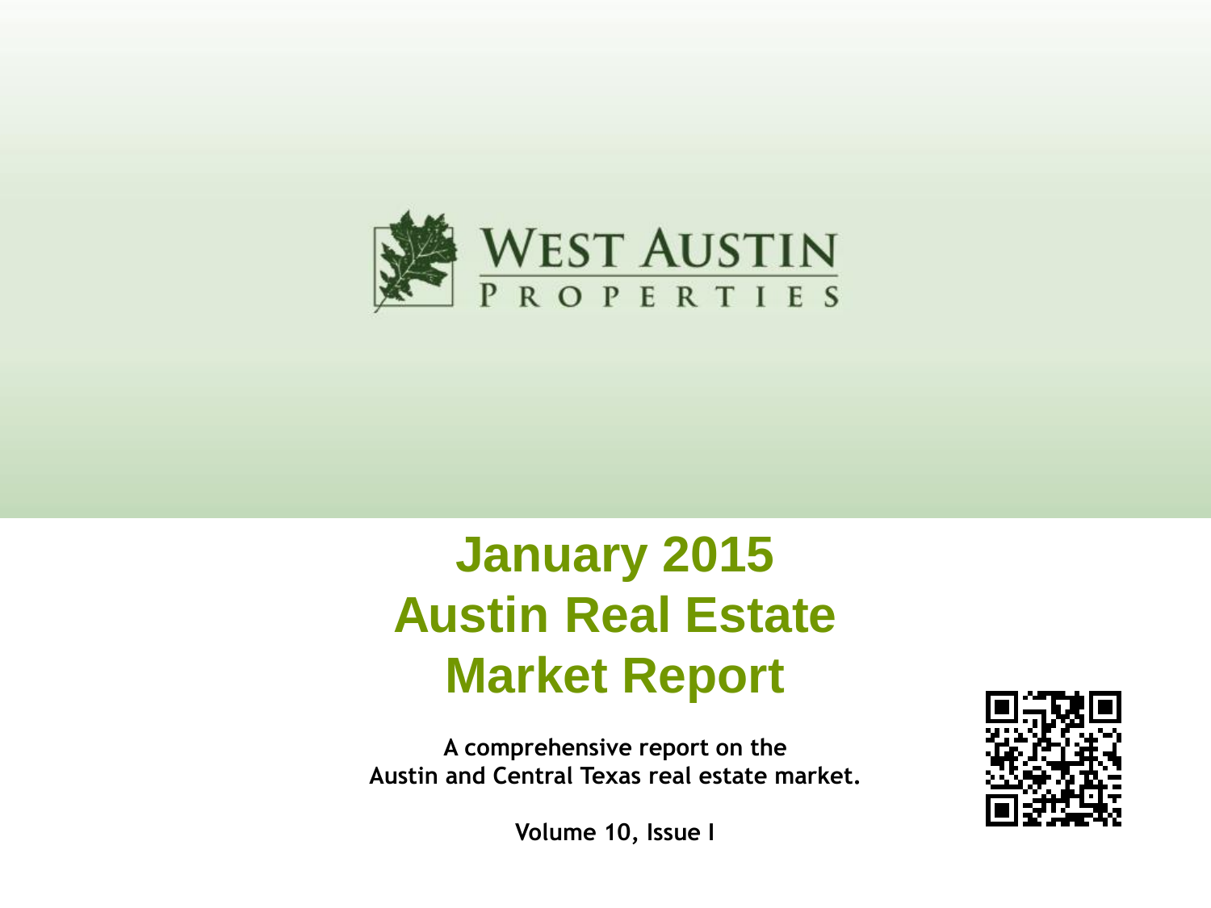WEST AUSTIN

PROPERTIES

# January 2015
# Austin Real Estate
# Market Report

**A comprehensive report on the Austin and Central Texas real estate market.**

**Volume 10, Issue I**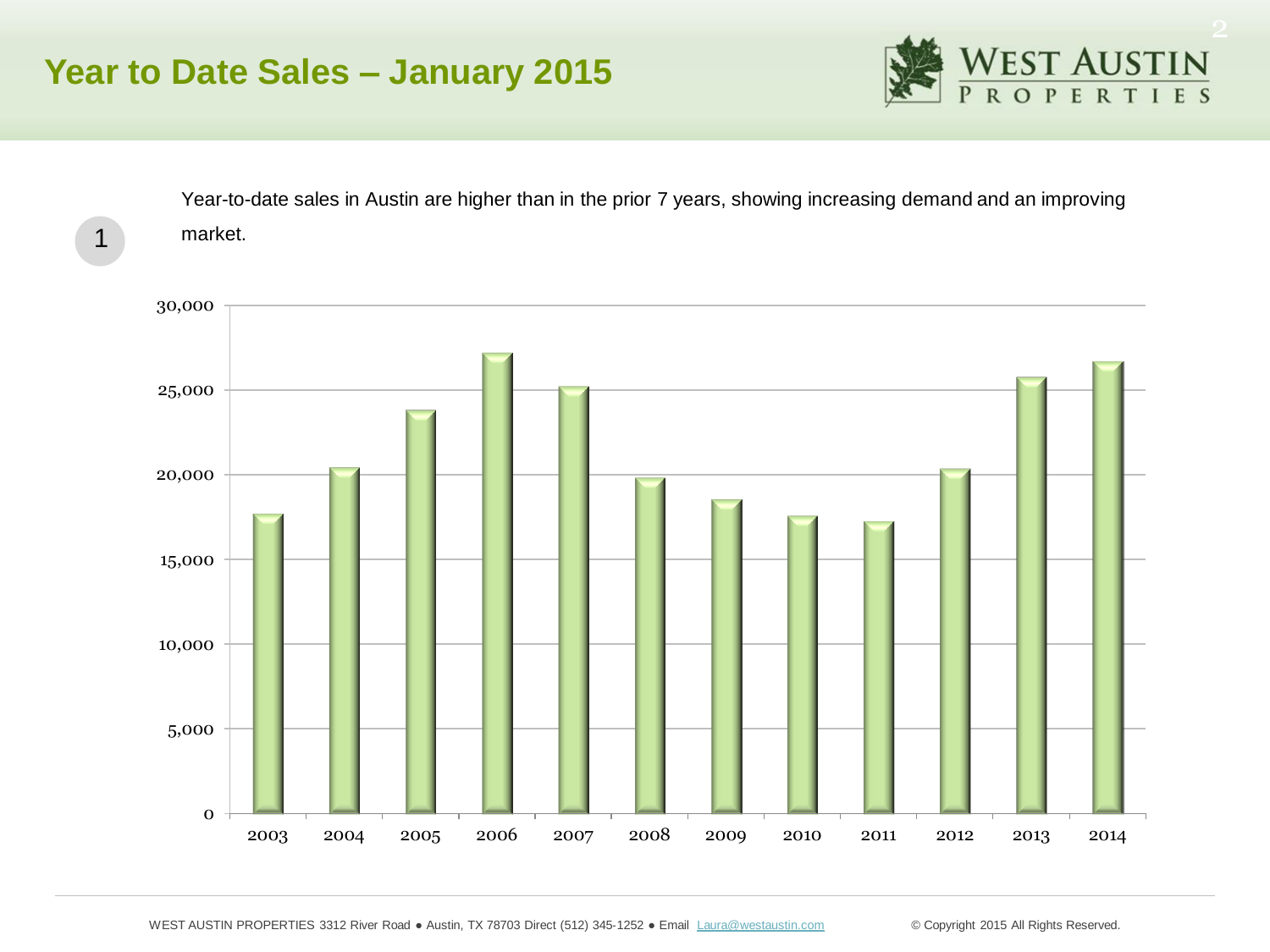# Year to Date Sales – January 2015

1

Year-to-date sales in Austin are higher than in the prior 7 years, showing increasing demand and an improving market.

30,000
25,000
20,000
15,000
10,000
5,000
0

2003 2004 2005 2006 2007 2008 2009 2010 2011 2012 2013 2014

WEST AUSTIN PROPERTIES 3312 River Road ● Austin, TX 78703 Direct (512) 345-1252 ● Email Laura@westaustin.com © Copyright 2015 All Rights Reserved.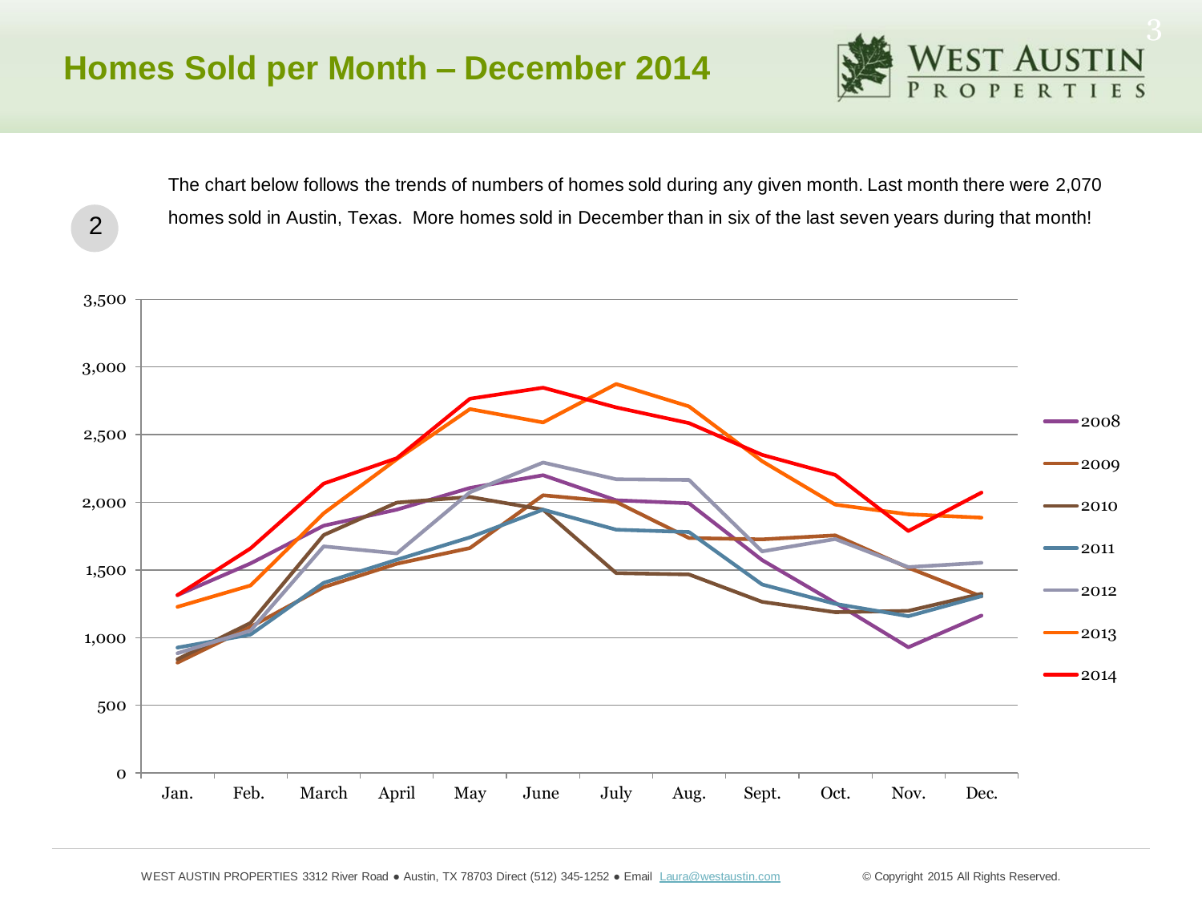# Homes Sold per Month – December 2014

2

The chart below follows the trends of numbers of homes sold during any given month. Last month there were 2,070 homes sold in Austin, Texas. More homes sold in December than in six of the last seven years during that month!

WEST AUSTIN PROPERTIES 3312 River Road ● Austin, TX 78703 Direct (512) 345-1252 ● Email Laura@westaustin.com © Copyright 2015 All Rights Reserved.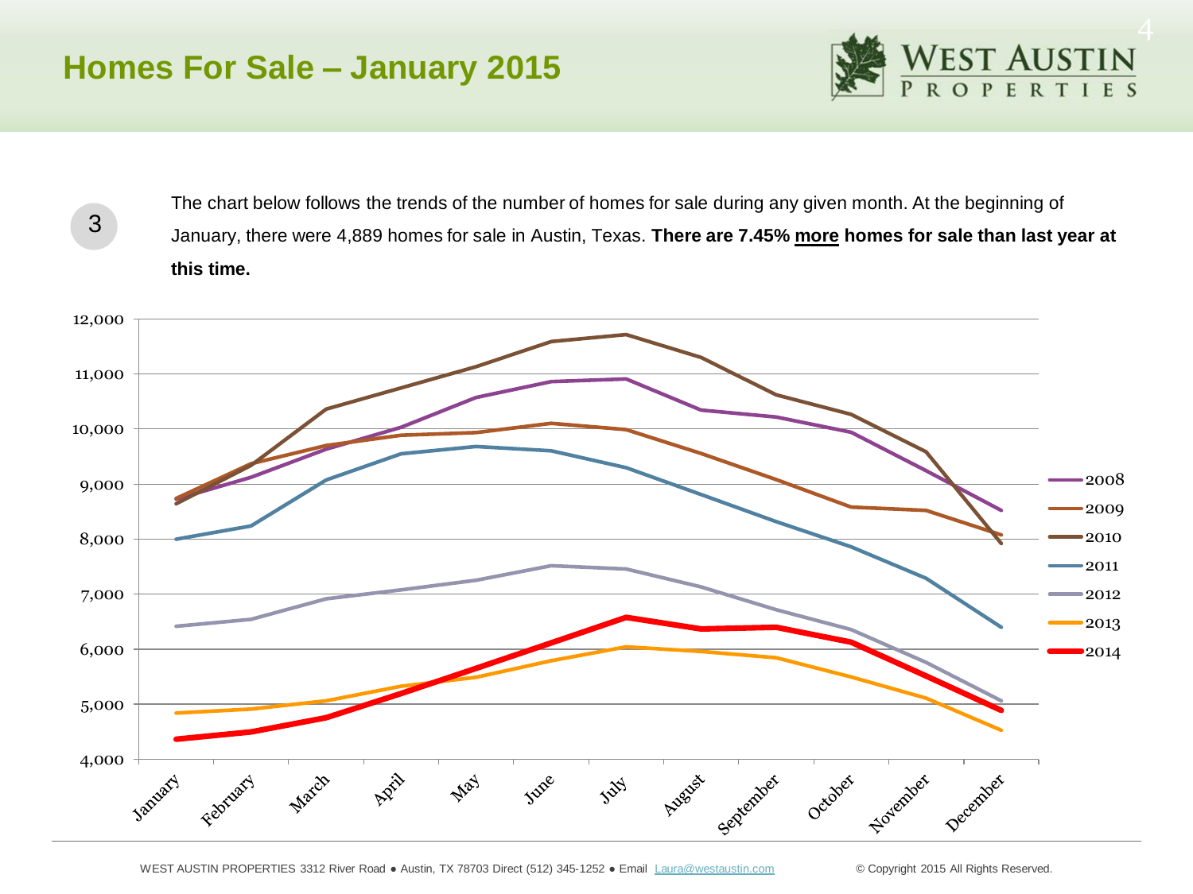# Homes For Sale – January 2015

3

The chart below follows the trends of the number of homes for sale during any given month. At the beginning of January, there were 4,889 homes for sale in Austin, Texas. **There are 7.45% more homes for sale than last year at this time.**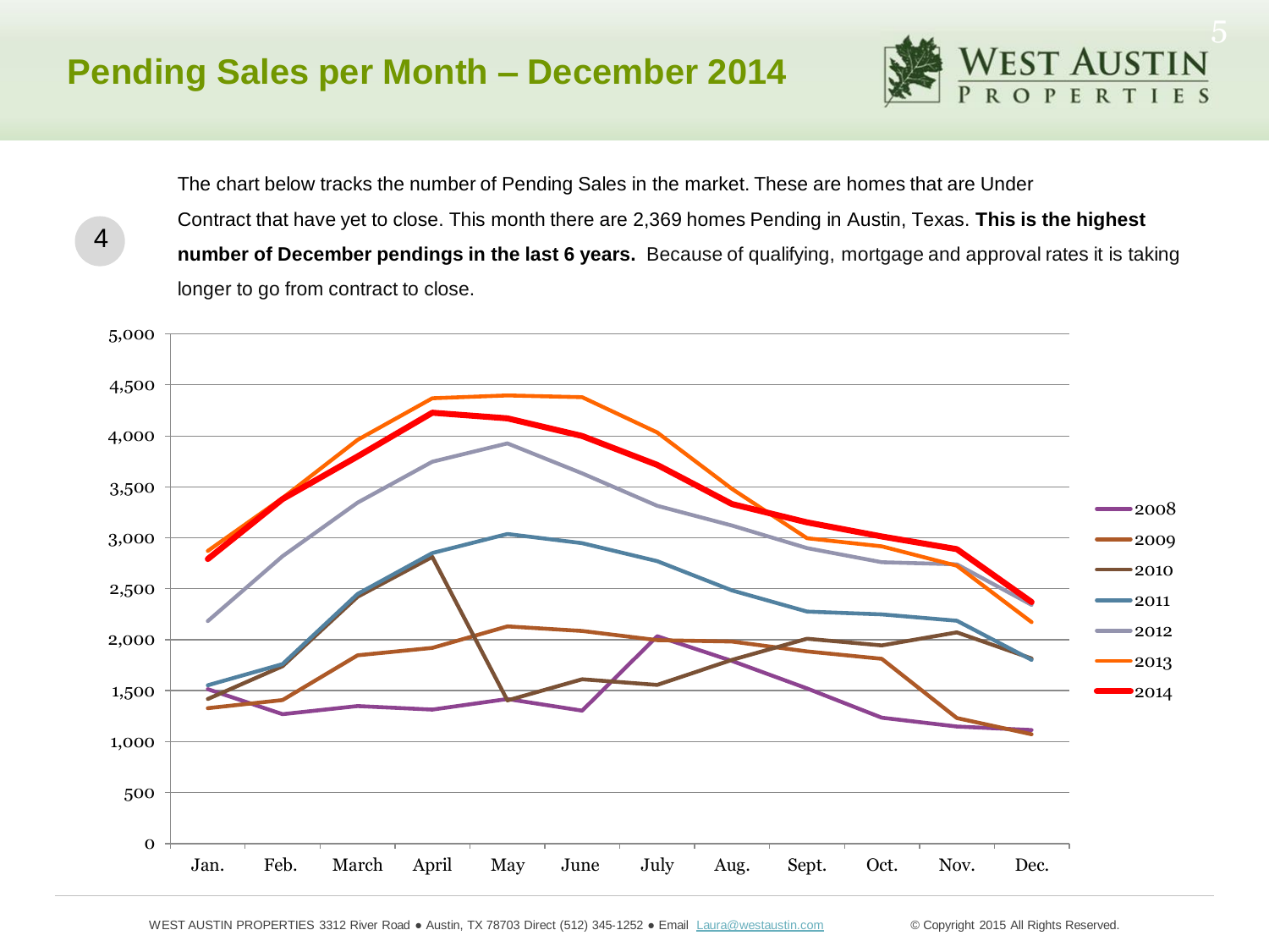# Pending Sales per Month – December 2014

4

The chart below tracks the number of Pending Sales in the market. These are homes that are Under Contract that have yet to close. This month there are 2,369 homes Pending in Austin, Texas. **This is the highest number of December pendings in the last 6 years.** Because of qualifying, mortgage and approval rates it is taking longer to go from contract to close.

WEST AUSTIN PROPERTIES 3312 River Road ● Austin, TX 78703 Direct (512) 345-1252 ● Email Laura@westaustin.com

© Copyright 2015 All Rights Reserved.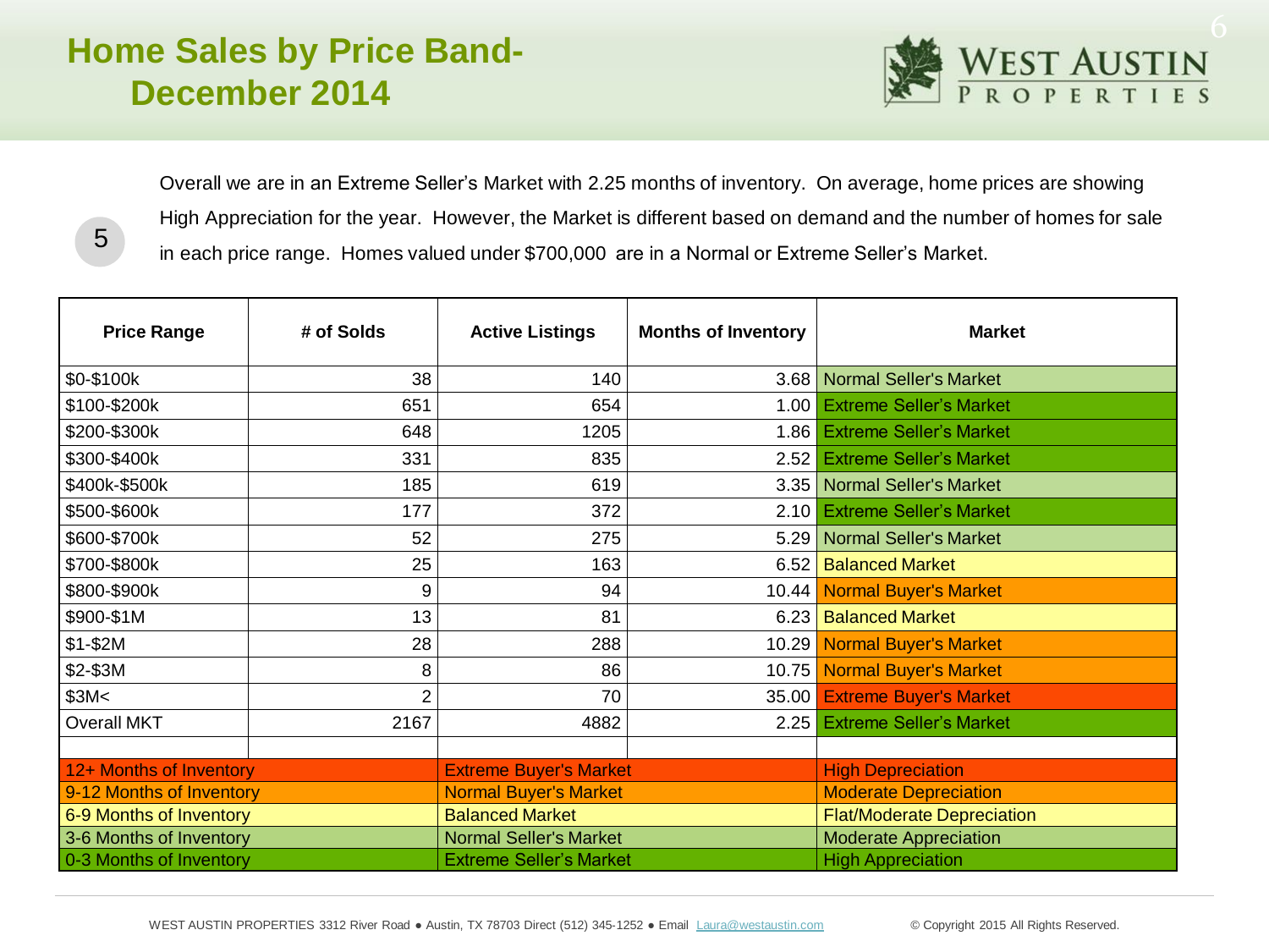# Home Sales by Price Band- December 2014

5

Overall we are in an Extreme Seller's Market with 2.25 months of inventory. On average, home prices are showing High Appreciation for the year. However, the Market is different based on demand and the number of homes for sale in each price range. Homes valued under $700,000 are in a Normal or Extreme Seller's Market.

| Price Range | # of Solds | Active Listings | Months of Inventory | Market |
|---|---|---|---|---|
| $0-$100k | 38 | 140 | 3.68 | Normal Seller's Market |
| $100-$200k | 651 | 654 | 1.00 | Extreme Seller's Market |
| $200-$300k | 648 | 1205 | 1.86 | Extreme Seller's Market |
| $300-$400k | 331 | 835 | 2.52 | Extreme Seller's Market |
| $400k-$500k | 185 | 619 | 3.35 | Normal Seller's Market |
| $500-$600k | 177 | 372 | 2.10 | Extreme Seller's Market |
| $600-$700k | 52 | 275 | 5.29 | Normal Seller's Market |
| $700-$800k | 25 | 163 | 6.52 | Balanced Market |
| $800-$900k | 9 | 94 | 10.44 | Normal Buyer's Market |
| $900-$1M | 13 | 81 | 6.23 | Balanced Market |
| $1-$2M | 28 | 288 | 10.29 | Normal Buyer's Market |
| $2-$3M | 8 | 86 | 10.75 | Normal Buyer's Market |
| $3M< | 2 | 70 | 35.00 | Extreme Buyer's Market |
| Overall MKT | 2167 | 4882 | 2.25 | Extreme Seller's Market |

| Months of Inventory | Market | Appreciation |
|---|---|---|
| 12+ Months of Inventory | Extreme Buyer's Market | High Depreciation |
| 9-12 Months of Inventory | Normal Buyer's Market | Moderate Depreciation |
| 6-9 Months of Inventory | Balanced Market | Flat/Moderate Depreciation |
| 3-6 Months of Inventory | Normal Seller's Market | Moderate Appreciation |
| 0-3 Months of Inventory | Extreme Seller's Market | High Appreciation |

WEST AUSTIN PROPERTIES 3312 River Road ● Austin, TX 78703 Direct (512) 345-1252 ● Email Laura@westaustin.com © Copyright 2015 All Rights Reserved.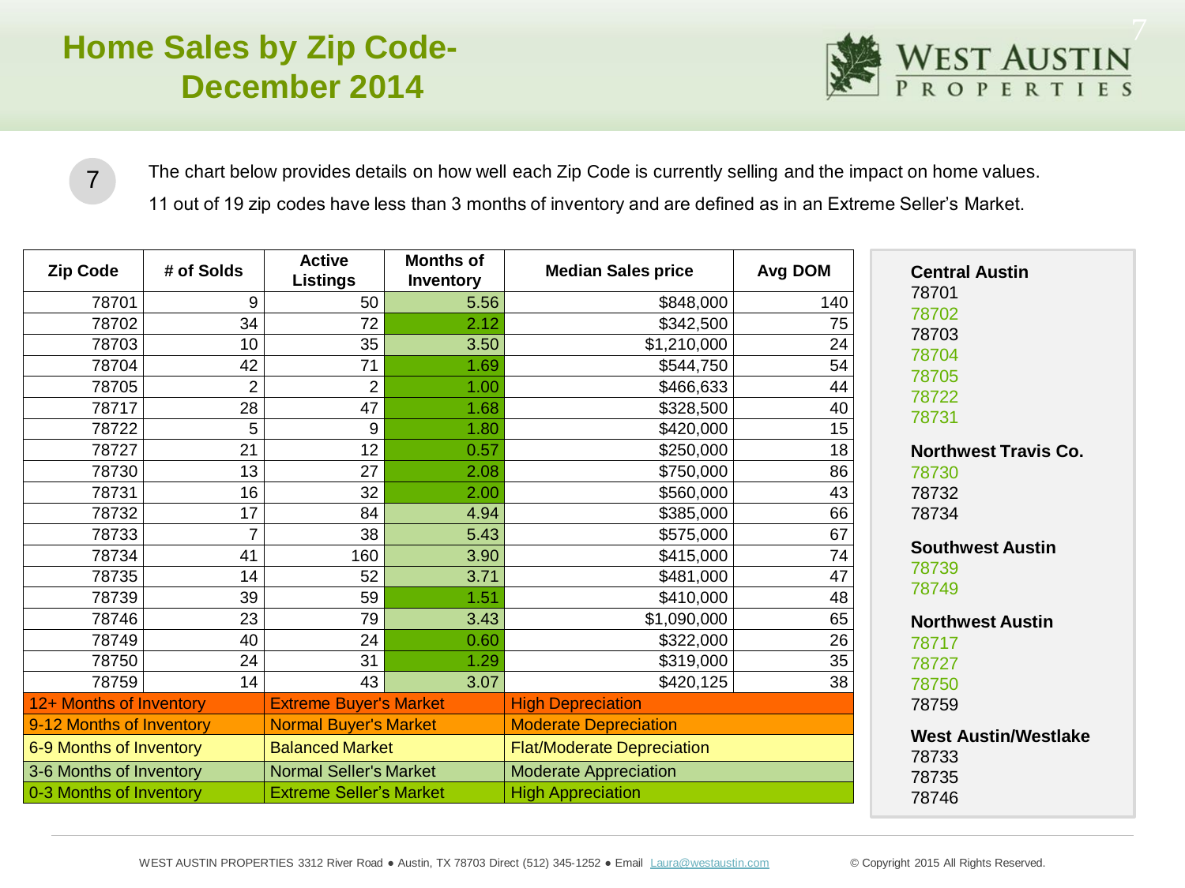# Home Sales by Zip Code- December 2014

The chart below provides details on how well each Zip Code is currently selling and the impact on home values.

11 out of 19 zip codes have less than 3 months of inventory and are defined as in an Extreme Seller's Market.

| Zip Code | # of Solds | Active Listings | Months of Inventory | Median Sales price | Avg DOM |
|---|---|---|---|---|---|
| 78701 | 9 | 50 | 5.56 | $848,000 | 140 |
| 78702 | 34 | 72 | 2.12 | $342,500 | 75 |
| 78703 | 10 | 35 | 3.50 | $1,210,000 | 24 |
| 78704 | 42 | 71 | 1.69 | $544,750 | 54 |
| 78705 | 2 | 2 | 1.00 | $466,633 | 44 |
| 78717 | 28 | 47 | 1.68 | $328,500 | 40 |
| 78722 | 5 | 9 | 1.80 | $420,000 | 15 |
| 78727 | 21 | 12 | 0.57 | $250,000 | 18 |
| 78730 | 13 | 27 | 2.08 | $750,000 | 86 |
| 78731 | 16 | 32 | 2.00 | $560,000 | 43 |
| 78732 | 17 | 84 | 4.94 | $385,000 | 66 |
| 78733 | 7 | 38 | 5.43 | $575,000 | 67 |
| 78734 | 41 | 160 | 3.90 | $415,000 | 74 |
| 78735 | 14 | 52 | 3.71 | $481,000 | 47 |
| 78739 | 39 | 59 | 1.51 | $410,000 | 48 |
| 78746 | 23 | 79 | 3.43 | $1,090,000 | 65 |
| 78749 | 40 | 24 | 0.60 | $322,000 | 26 |
| 78750 | 24 | 31 | 1.29 | $319,000 | 35 |
| 78759 | 14 | 43 | 3.07 | $420,125 | 38 |

| Months of Inventory | Market | Home Values |
|---|---|---|
| 12+ Months of Inventory | Extreme Buyer's Market | High Depreciation |
| 9-12 Months of Inventory | Normal Buyer's Market | Moderate Depreciation |
| 6-9 Months of Inventory | Balanced Market | Flat/Moderate Depreciation |
| 3-6 Months of Inventory | Normal Seller's Market | Moderate Appreciation |
| 0-3 Months of Inventory | Extreme Seller's Market | High Appreciation |

**Central Austin**
78701
78702
78703
78704
78705
78722
78731

**Northwest Travis Co.**
78730
78732
78734

**Southwest Austin**
78739
78749

**Northwest Austin**
78717
78727
78750
78759

**West Austin/Westlake**
78733
78735
78746

WEST AUSTIN PROPERTIES 3312 River Road ● Austin, TX 78703 Direct (512) 345-1252 ● Email Laura@westaustin.com © Copyright 2015 All Rights Reserved.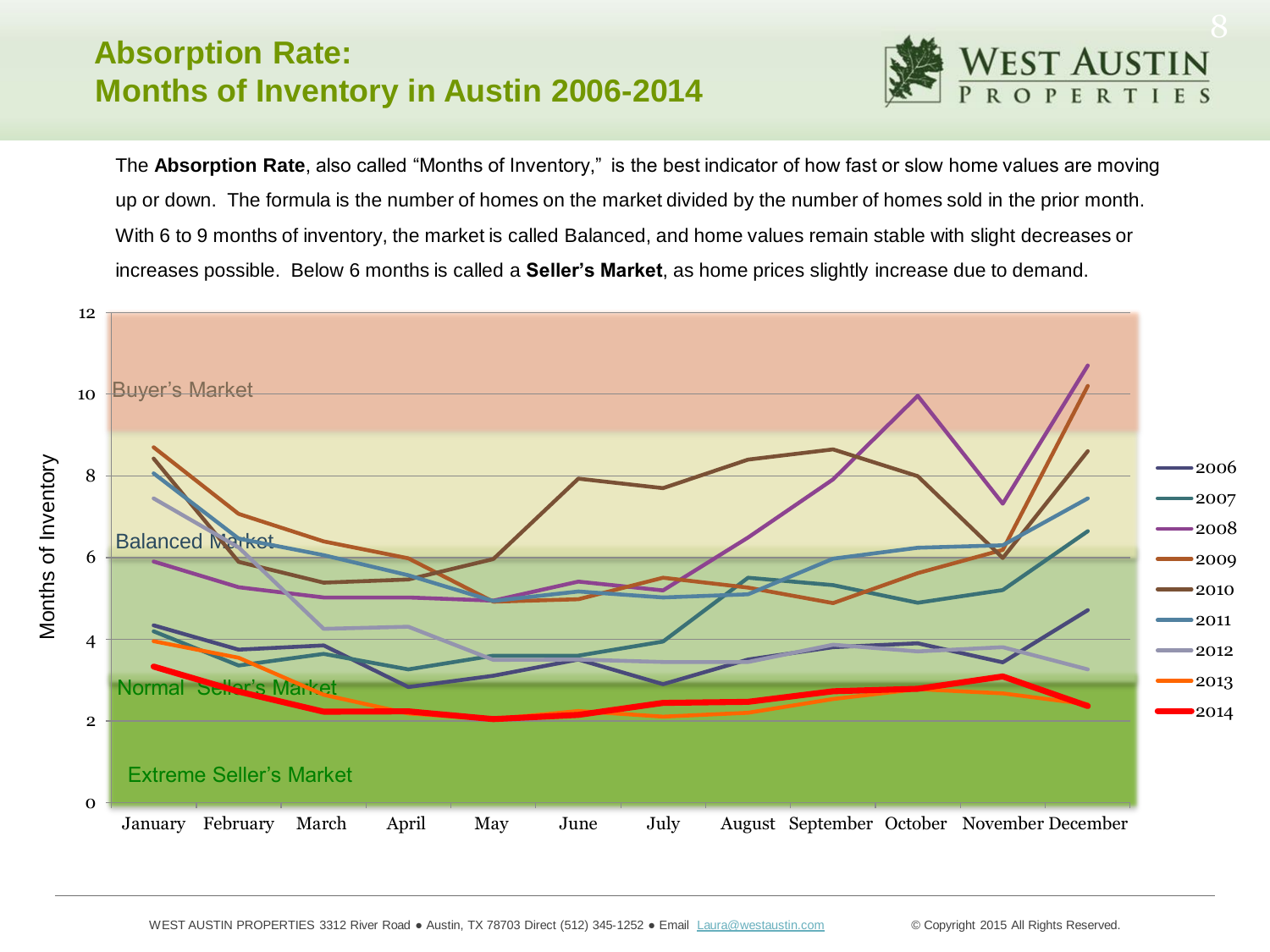# Absorption Rate: Months of Inventory in Austin 2006-2014

The **Absorption Rate**, also called "Months of Inventory," is the best indicator of how fast or slow home values are moving up or down. The formula is the number of homes on the market divided by the number of homes sold in the prior month. With 6 to 9 months of inventory, the market is called Balanced, and home values remain stable with slight decreases or increases possible. Below 6 months is called a **Seller's Market**, as home prices slightly increase due to demand.

Months of Inventory

Buyer's Market

Balanced Market

Normal Seller's Market

Extreme Seller's Market

January February March April May June July August September October November December

2006 2007 2008 2009 2010 2011 2012 2013 2014

WEST AUSTIN PROPERTIES 3312 River Road ● Austin, TX 78703 Direct (512) 345-1252 ● Email Laura@westaustin.com © Copyright 2015 All Rights Reserved.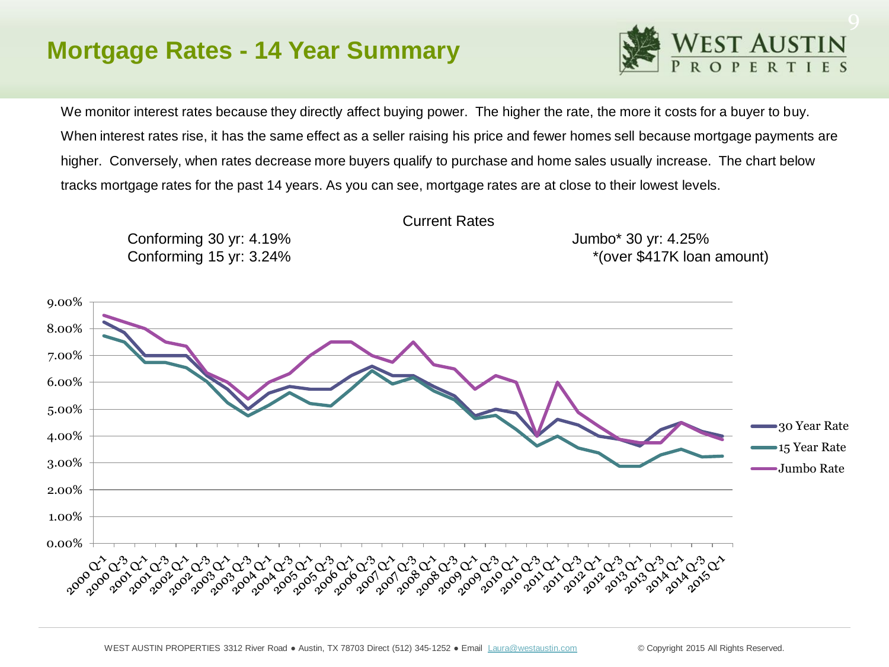# Mortgage Rates - 14 Year Summary

We monitor interest rates because they directly affect buying power. The higher the rate, the more it costs for a buyer to buy. When interest rates rise, it has the same effect as a seller raising his price and fewer homes sell because mortgage payments are higher. Conversely, when rates decrease more buyers qualify to purchase and home sales usually increase. The chart below tracks mortgage rates for the past 14 years. As you can see, mortgage rates are at close to their lowest levels.

Current Rates

Conforming 30 yr: 4.19%
Conforming 15 yr: 3.24%

Jumbo* 30 yr: 4.25%
*(over $417K loan amount)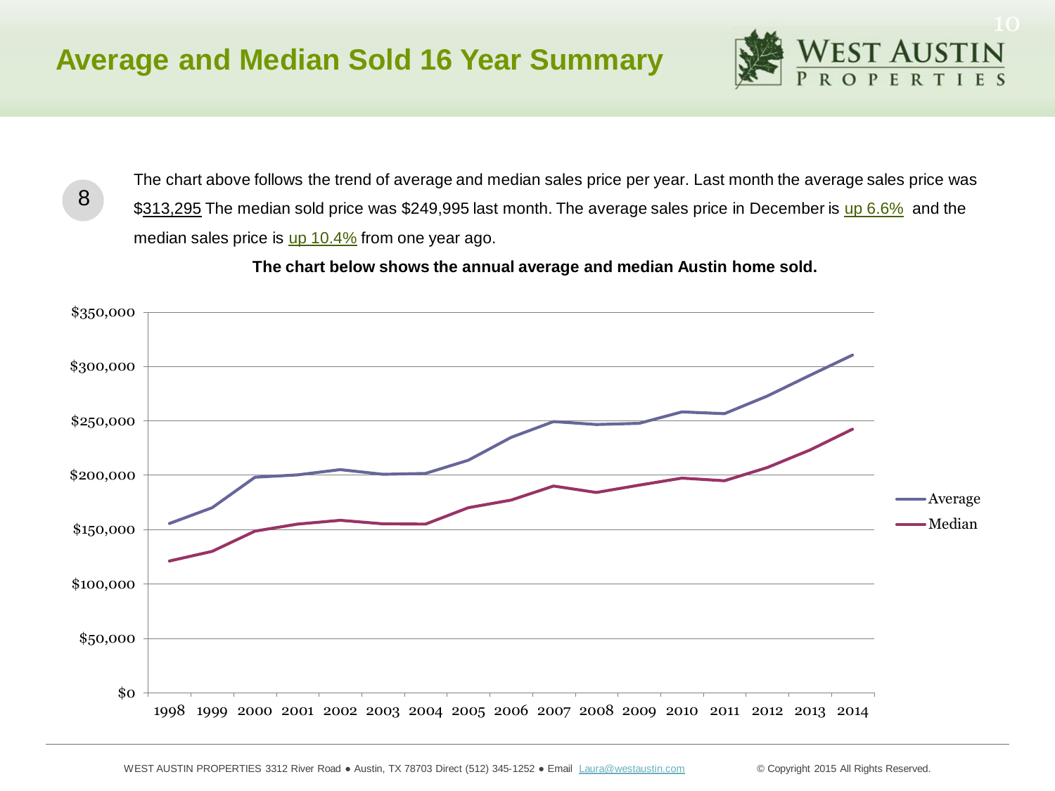# Average and Median Sold 16 Year Summary

8

The chart above follows the trend of average and median sales price per year. Last month the average sales price was $313,295 The median sold price was $249,995 last month. The average sales price in December is up 6.6% and the median sales price is up 10.4% from one year ago.

**The chart below shows the annual average and median Austin home sold.**

WEST AUSTIN PROPERTIES 3312 River Road ● Austin, TX 78703 Direct (512) 345-1252 ● Email Laura@westaustin.com

© Copyright 2015 All Rights Reserved.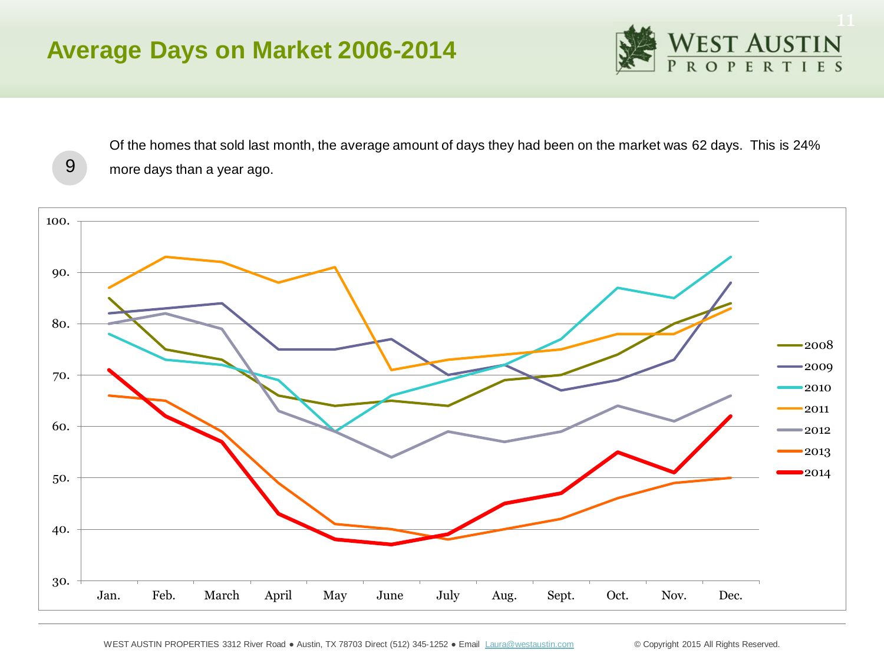# Average Days on Market 2006-2014

9

Of the homes that sold last month, the average amount of days they had been on the market was 62 days. This is 24% more days than a year ago.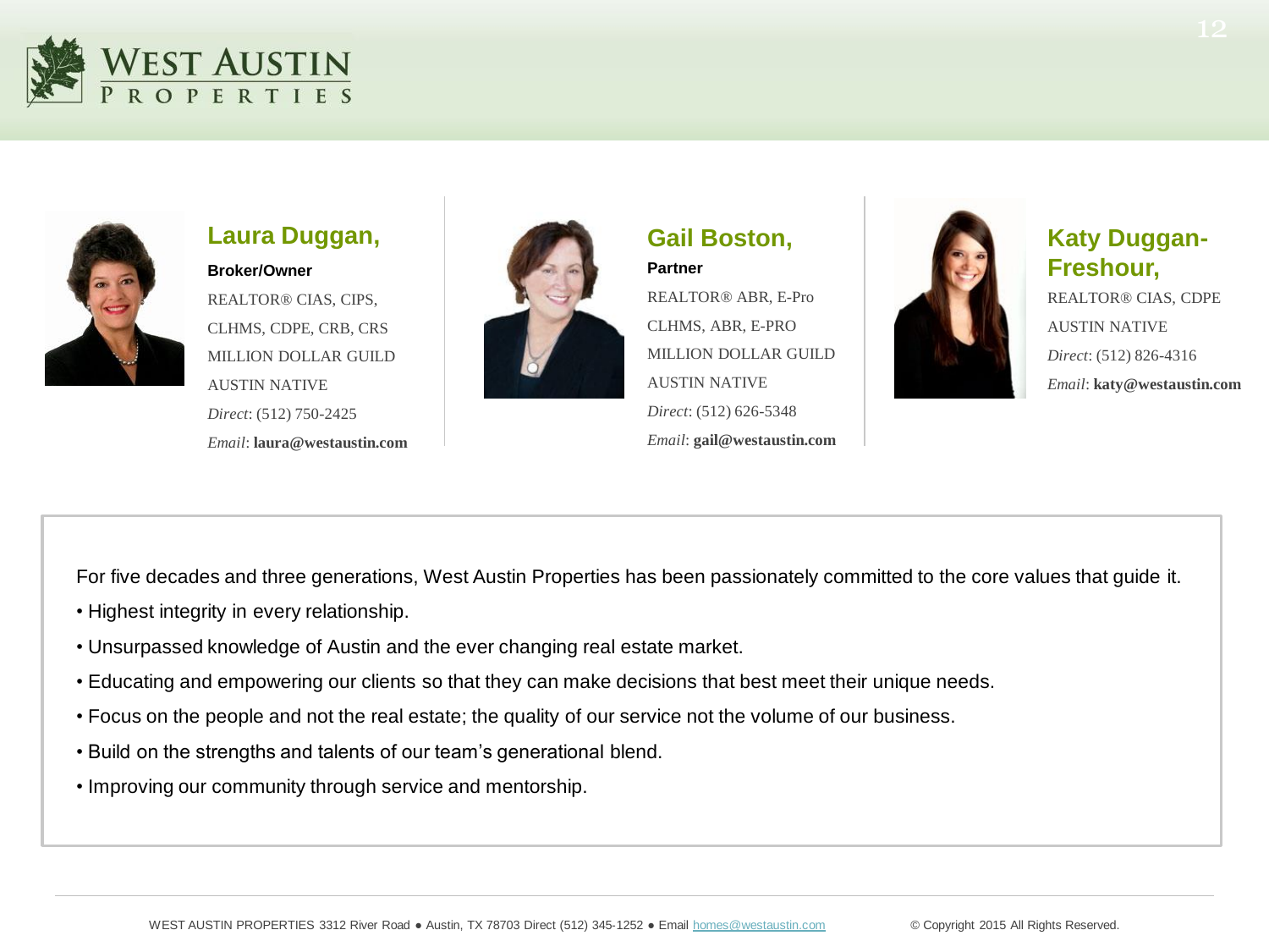WEST AUSTIN PROPERTIES

## Laura Duggan,

**Broker/Owner**

REALTOR® CIAS, CIPS, CLHMS, CDPE, CRB, CRS

MILLION DOLLAR GUILD

AUSTIN NATIVE

*Direct*: (512) 750-2425

*Email*: **laura@westaustin.com**

## Gail Boston,

**Partner**

REALTOR® ABR, E-Pro

CLHMS, ABR, E-PRO

MILLION DOLLAR GUILD

AUSTIN NATIVE

*Direct*: (512) 626-5348

*Email*: **gail@westaustin.com**

## Katy Duggan-Freshour,

REALTOR® CIAS, CDPE

AUSTIN NATIVE

*Direct*: (512) 826-4316

*Email*: **katy@westaustin.com**

For five decades and three generations, West Austin Properties has been passionately committed to the core values that guide it.

- Highest integrity in every relationship.
- Unsurpassed knowledge of Austin and the ever changing real estate market.
- Educating and empowering our clients so that they can make decisions that best meet their unique needs.
- Focus on the people and not the real estate; the quality of our service not the volume of our business.
- Build on the strengths and talents of our team's generational blend.
- Improving our community through service and mentorship.

WEST AUSTIN PROPERTIES 3312 River Road ● Austin, TX 78703 Direct (512) 345-1252 ● Email homes@westaustin.com © Copyright 2015 All Rights Reserved.